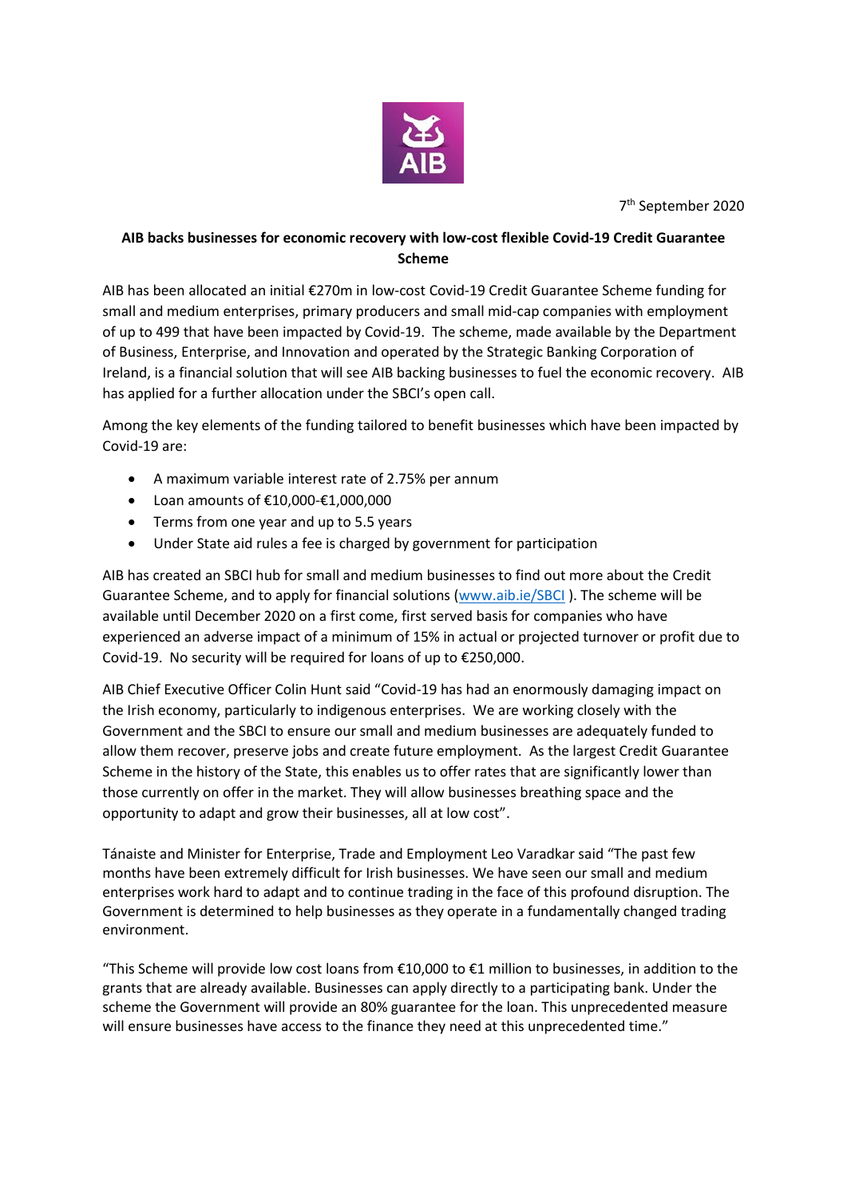7th September 2020

**AIB backs businesses for economic recovery with low-cost flexible Covid-19 Credit Guarantee Scheme**

AIB has been allocated an initial €270m in low-cost Covid-19 Credit Guarantee Scheme funding for small and medium enterprises, primary producers and small mid-cap companies with employment of up to 499 that have been impacted by Covid-19. The scheme, made available by the Department of Business, Enterprise, and Innovation and operated by the Strategic Banking Corporation of Ireland, is a financial solution that will see AIB backing businesses to fuel the economic recovery. AIB has applied for a further allocation under the SBCI's open call.

Among the key elements of the funding tailored to benefit businesses which have been impacted by Covid-19 are:

- A maximum variable interest rate of 2.75% per annum
- Loan amounts of €10,000-€1,000,000
- Terms from one year and up to 5.5 years
- Under State aid rules a fee is charged by government for participation

AIB has created an SBCI hub for small and medium businesses to find out more about the Credit Guarantee Scheme, and to apply for financial solutions (www.aib.ie/SBCI ). The scheme will be available until December 2020 on a first come, first served basis for companies who have experienced an adverse impact of a minimum of 15% in actual or projected turnover or profit due to Covid-19. No security will be required for loans of up to €250,000.

AIB Chief Executive Officer Colin Hunt said "Covid-19 has had an enormously damaging impact on the Irish economy, particularly to indigenous enterprises. We are working closely with the Government and the SBCI to ensure our small and medium businesses are adequately funded to allow them recover, preserve jobs and create future employment. As the largest Credit Guarantee Scheme in the history of the State, this enables us to offer rates that are significantly lower than those currently on offer in the market. They will allow businesses breathing space and the opportunity to adapt and grow their businesses, all at low cost".

Tánaiste and Minister for Enterprise, Trade and Employment Leo Varadkar said "The past few months have been extremely difficult for Irish businesses. We have seen our small and medium enterprises work hard to adapt and to continue trading in the face of this profound disruption. The Government is determined to help businesses as they operate in a fundamentally changed trading environment.

"This Scheme will provide low cost loans from €10,000 to €1 million to businesses, in addition to the grants that are already available. Businesses can apply directly to a participating bank. Under the scheme the Government will provide an 80% guarantee for the loan. This unprecedented measure will ensure businesses have access to the finance they need at this unprecedented time."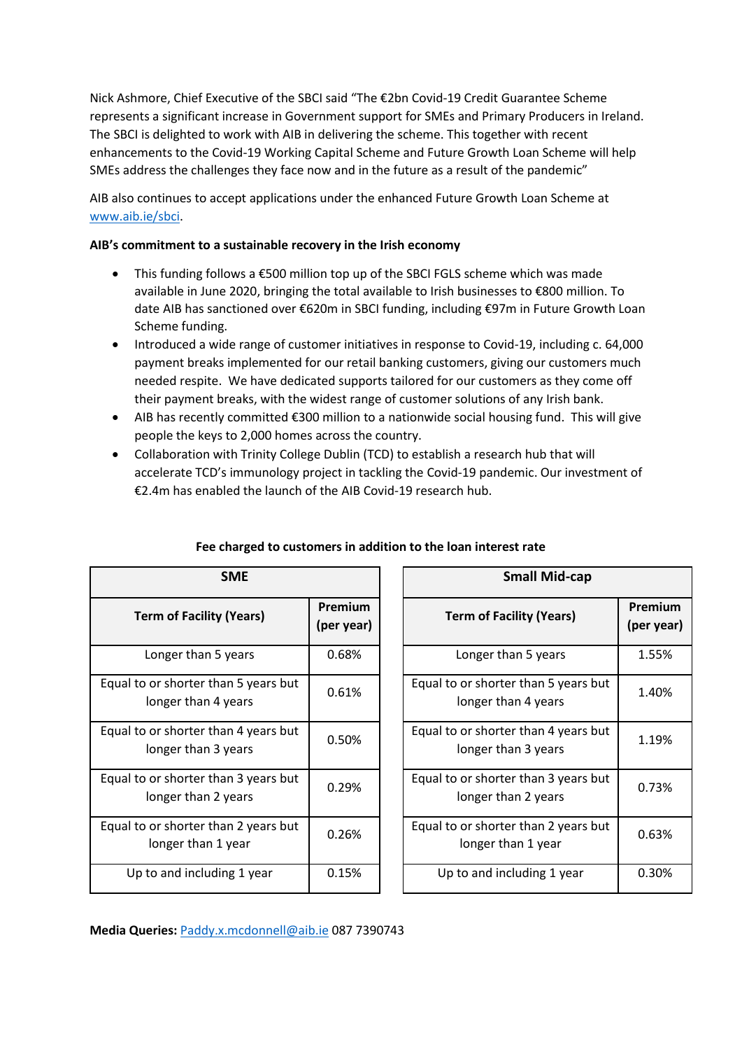Nick Ashmore, Chief Executive of the SBCI said "The €2bn Covid-19 Credit Guarantee Scheme represents a significant increase in Government support for SMEs and Primary Producers in Ireland. The SBCI is delighted to work with AIB in delivering the scheme. This together with recent enhancements to the Covid-19 Working Capital Scheme and Future Growth Loan Scheme will help SMEs address the challenges they face now and in the future as a result of the pandemic"

AIB also continues to accept applications under the enhanced Future Growth Loan Scheme at [www.aib.ie/sbci](http://www.aib.ie/sbci).

**AIB's commitment to a sustainable recovery in the Irish economy**

- This funding follows a €500 million top up of the SBCI FGLS scheme which was made available in June 2020, bringing the total available to Irish businesses to €800 million. To date AIB has sanctioned over €620m in SBCI funding, including €97m in Future Growth Loan Scheme funding.
- Introduced a wide range of customer initiatives in response to Covid-19, including c. 64,000 payment breaks implemented for our retail banking customers, giving our customers much needed respite. We have dedicated supports tailored for our customers as they come off their payment breaks, with the widest range of customer solutions of any Irish bank.
- AIB has recently committed €300 million to a nationwide social housing fund. This will give people the keys to 2,000 homes across the country.
- Collaboration with Trinity College Dublin (TCD) to establish a research hub that will accelerate TCD's immunology project in tackling the Covid-19 pandemic. Our investment of €2.4m has enabled the launch of the AIB Covid-19 research hub.

**Fee charged to customers in addition to the loan interest rate**

| SME | |
|---|---|
| **Term of Facility (Years)** | **Premium (per year)** |
| Longer than 5 years | 0.68% |
| Equal to or shorter than 5 years but longer than 4 years | 0.61% |
| Equal to or shorter than 4 years but longer than 3 years | 0.50% |
| Equal to or shorter than 3 years but longer than 2 years | 0.29% |
| Equal to or shorter than 2 years but longer than 1 year | 0.26% |
| Up to and including 1 year | 0.15% |

| Small Mid-cap | |
|---|---|
| **Term of Facility (Years)** | **Premium (per year)** |
| Longer than 5 years | 1.55% |
| Equal to or shorter than 5 years but longer than 4 years | 1.40% |
| Equal to or shorter than 4 years but longer than 3 years | 1.19% |
| Equal to or shorter than 3 years but longer than 2 years | 0.73% |
| Equal to or shorter than 2 years but longer than 1 year | 0.63% |
| Up to and including 1 year | 0.30% |

**Media Queries:** [Paddy.x.mcdonnell@aib.ie](mailto:Paddy.x.mcdonnell@aib.ie) 087 7390743